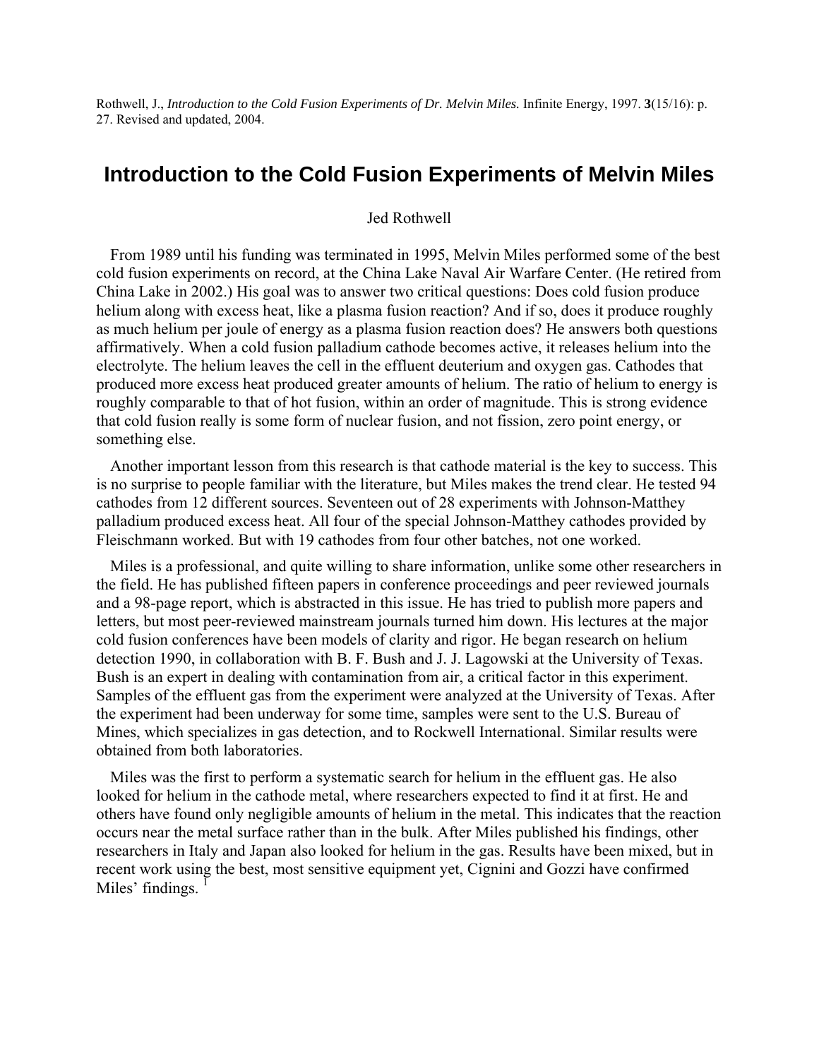Rothwell, J., *Introduction to the Cold Fusion Experiments of Dr. Melvin Miles.* Infinite Energy, 1997. **3**(15/16): p. 27. Revised and updated, 2004.

# Introduction to the Cold Fusion Experiments of Melvin Miles

Jed Rothwell

From 1989 until his funding was terminated in 1995, Melvin Miles performed some of the best cold fusion experiments on record, at the China Lake Naval Air Warfare Center. (He retired from China Lake in 2002.) His goal was to answer two critical questions: Does cold fusion produce helium along with excess heat, like a plasma fusion reaction? And if so, does it produce roughly as much helium per joule of energy as a plasma fusion reaction does? He answers both questions affirmatively. When a cold fusion palladium cathode becomes active, it releases helium into the electrolyte. The helium leaves the cell in the effluent deuterium and oxygen gas. Cathodes that produced more excess heat produced greater amounts of helium. The ratio of helium to energy is roughly comparable to that of hot fusion, within an order of magnitude. This is strong evidence that cold fusion really is some form of nuclear fusion, and not fission, zero point energy, or something else.

Another important lesson from this research is that cathode material is the key to success. This is no surprise to people familiar with the literature, but Miles makes the trend clear. He tested 94 cathodes from 12 different sources. Seventeen out of 28 experiments with Johnson-Matthey palladium produced excess heat. All four of the special Johnson-Matthey cathodes provided by Fleischmann worked. But with 19 cathodes from four other batches, not one worked.

Miles is a professional, and quite willing to share information, unlike some other researchers in the field. He has published fifteen papers in conference proceedings and peer reviewed journals and a 98-page report, which is abstracted in this issue. He has tried to publish more papers and letters, but most peer-reviewed mainstream journals turned him down. His lectures at the major cold fusion conferences have been models of clarity and rigor. He began research on helium detection 1990, in collaboration with B. F. Bush and J. J. Lagowski at the University of Texas. Bush is an expert in dealing with contamination from air, a critical factor in this experiment. Samples of the effluent gas from the experiment were analyzed at the University of Texas. After the experiment had been underway for some time, samples were sent to the U.S. Bureau of Mines, which specializes in gas detection, and to Rockwell International. Similar results were obtained from both laboratories.

Miles was the first to perform a systematic search for helium in the effluent gas. He also looked for helium in the cathode metal, where researchers expected to find it at first. He and others have found only negligible amounts of helium in the metal. This indicates that the reaction occurs near the metal surface rather than in the bulk. After Miles published his findings, other researchers in Italy and Japan also looked for helium in the gas. Results have been mixed, but in recent work using the best, most sensitive equipment yet, Cignini and Gozzi have confirmed Miles' findings. [1]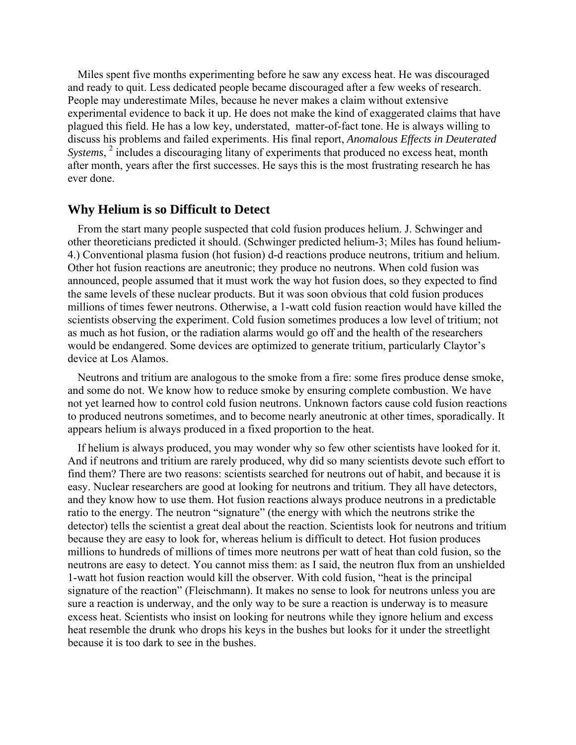Miles spent five months experimenting before he saw any excess heat. He was discouraged and ready to quit. Less dedicated people became discouraged after a few weeks of research. People may underestimate Miles, because he never makes a claim without extensive experimental evidence to back it up. He does not make the kind of exaggerated claims that have plagued this field. He has a low key, understated, matter-of-fact tone. He is always willing to discuss his problems and failed experiments. His final report, *Anomalous Effects in Deuterated Systems*, [2] includes a discouraging litany of experiments that produced no excess heat, month after month, years after the first successes. He says this is the most frustrating research he has ever done.

## Why Helium is so Difficult to Detect

From the start many people suspected that cold fusion produces helium. J. Schwinger and other theoreticians predicted it should. (Schwinger predicted helium-3; Miles has found helium-4.) Conventional plasma fusion (hot fusion) d-d reactions produce neutrons, tritium and helium. Other hot fusion reactions are aneutronic; they produce no neutrons. When cold fusion was announced, people assumed that it must work the way hot fusion does, so they expected to find the same levels of these nuclear products. But it was soon obvious that cold fusion produces millions of times fewer neutrons. Otherwise, a 1-watt cold fusion reaction would have killed the scientists observing the experiment. Cold fusion sometimes produces a low level of tritium; not as much as hot fusion, or the radiation alarms would go off and the health of the researchers would be endangered. Some devices are optimized to generate tritium, particularly Claytor's device at Los Alamos.

Neutrons and tritium are analogous to the smoke from a fire: some fires produce dense smoke, and some do not. We know how to reduce smoke by ensuring complete combustion. We have not yet learned how to control cold fusion neutrons. Unknown factors cause cold fusion reactions to produced neutrons sometimes, and to become nearly aneutronic at other times, sporadically. It appears helium is always produced in a fixed proportion to the heat.

If helium is always produced, you may wonder why so few other scientists have looked for it. And if neutrons and tritium are rarely produced, why did so many scientists devote such effort to find them? There are two reasons: scientists searched for neutrons out of habit, and because it is easy. Nuclear researchers are good at looking for neutrons and tritium. They all have detectors, and they know how to use them. Hot fusion reactions always produce neutrons in a predictable ratio to the energy. The neutron "signature" (the energy with which the neutrons strike the detector) tells the scientist a great deal about the reaction. Scientists look for neutrons and tritium because they are easy to look for, whereas helium is difficult to detect. Hot fusion produces millions to hundreds of millions of times more neutrons per watt of heat than cold fusion, so the neutrons are easy to detect. You cannot miss them: as I said, the neutron flux from an unshielded 1-watt hot fusion reaction would kill the observer. With cold fusion, "heat is the principal signature of the reaction" (Fleischmann). It makes no sense to look for neutrons unless you are sure a reaction is underway, and the only way to be sure a reaction is underway is to measure excess heat. Scientists who insist on looking for neutrons while they ignore helium and excess heat resemble the drunk who drops his keys in the bushes but looks for it under the streetlight because it is too dark to see in the bushes.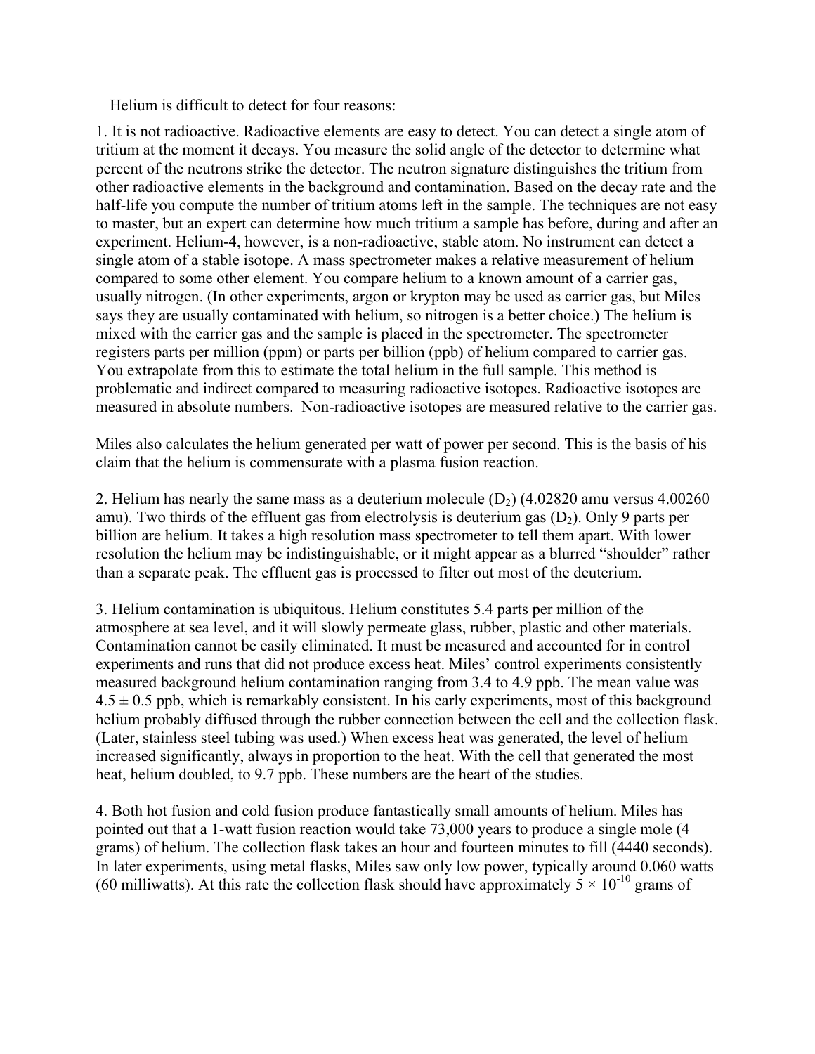Helium is difficult to detect for four reasons:

1. It is not radioactive. Radioactive elements are easy to detect. You can detect a single atom of tritium at the moment it decays. You measure the solid angle of the detector to determine what percent of the neutrons strike the detector. The neutron signature distinguishes the tritium from other radioactive elements in the background and contamination. Based on the decay rate and the half-life you compute the number of tritium atoms left in the sample. The techniques are not easy to master, but an expert can determine how much tritium a sample has before, during and after an experiment. Helium-4, however, is a non-radioactive, stable atom. No instrument can detect a single atom of a stable isotope. A mass spectrometer makes a relative measurement of helium compared to some other element. You compare helium to a known amount of a carrier gas, usually nitrogen. (In other experiments, argon or krypton may be used as carrier gas, but Miles says they are usually contaminated with helium, so nitrogen is a better choice.) The helium is mixed with the carrier gas and the sample is placed in the spectrometer. The spectrometer registers parts per million (ppm) or parts per billion (ppb) of helium compared to carrier gas. You extrapolate from this to estimate the total helium in the full sample. This method is problematic and indirect compared to measuring radioactive isotopes. Radioactive isotopes are measured in absolute numbers. Non-radioactive isotopes are measured relative to the carrier gas.

Miles also calculates the helium generated per watt of power per second. This is the basis of his claim that the helium is commensurate with a plasma fusion reaction.

2. Helium has nearly the same mass as a deuterium molecule ($D_2$) (4.02820 amu versus 4.00260 amu). Two thirds of the effluent gas from electrolysis is deuterium gas ($D_2$). Only 9 parts per billion are helium. It takes a high resolution mass spectrometer to tell them apart. With lower resolution the helium may be indistinguishable, or it might appear as a blurred "shoulder" rather than a separate peak. The effluent gas is processed to filter out most of the deuterium.

3. Helium contamination is ubiquitous. Helium constitutes 5.4 parts per million of the atmosphere at sea level, and it will slowly permeate glass, rubber, plastic and other materials. Contamination cannot be easily eliminated. It must be measured and accounted for in control experiments and runs that did not produce excess heat. Miles' control experiments consistently measured background helium contamination ranging from 3.4 to 4.9 ppb. The mean value was $4.5 \pm 0.5$ ppb, which is remarkably consistent. In his early experiments, most of this background helium probably diffused through the rubber connection between the cell and the collection flask. (Later, stainless steel tubing was used.) When excess heat was generated, the level of helium increased significantly, always in proportion to the heat. With the cell that generated the most heat, helium doubled, to 9.7 ppb. These numbers are the heart of the studies.

4. Both hot fusion and cold fusion produce fantastically small amounts of helium. Miles has pointed out that a 1-watt fusion reaction would take 73,000 years to produce a single mole (4 grams) of helium. The collection flask takes an hour and fourteen minutes to fill (4440 seconds). In later experiments, using metal flasks, Miles saw only low power, typically around 0.060 watts (60 milliwatts). At this rate the collection flask should have approximately $5 \times 10^{-10}$ grams of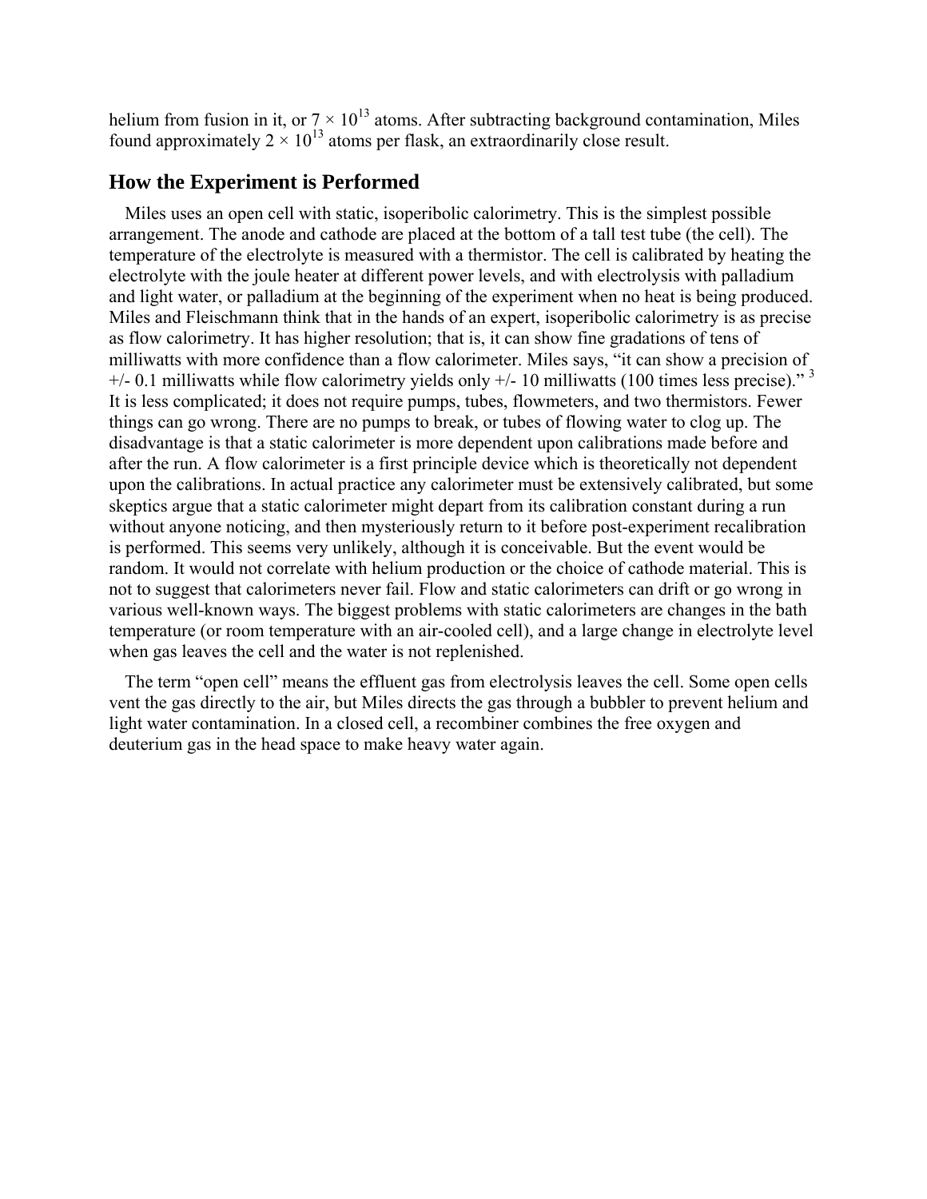helium from fusion in it, or $7 \times 10^{13}$ atoms. After subtracting background contamination, Miles found approximately $2 \times 10^{13}$ atoms per flask, an extraordinarily close result.

## How the Experiment is Performed

Miles uses an open cell with static, isoperibolic calorimetry. This is the simplest possible arrangement. The anode and cathode are placed at the bottom of a tall test tube (the cell). The temperature of the electrolyte is measured with a thermistor. The cell is calibrated by heating the electrolyte with the joule heater at different power levels, and with electrolysis with palladium and light water, or palladium at the beginning of the experiment when no heat is being produced. Miles and Fleischmann think that in the hands of an expert, isoperibolic calorimetry is as precise as flow calorimetry. It has higher resolution; that is, it can show fine gradations of tens of milliwatts with more confidence than a flow calorimeter. Miles says, "it can show a precision of +/- 0.1 milliwatts while flow calorimetry yields only +/- 10 milliwatts (100 times less precise)." [3] It is less complicated; it does not require pumps, tubes, flowmeters, and two thermistors. Fewer things can go wrong. There are no pumps to break, or tubes of flowing water to clog up. The disadvantage is that a static calorimeter is more dependent upon calibrations made before and after the run. A flow calorimeter is a first principle device which is theoretically not dependent upon the calibrations. In actual practice any calorimeter must be extensively calibrated, but some skeptics argue that a static calorimeter might depart from its calibration constant during a run without anyone noticing, and then mysteriously return to it before post-experiment recalibration is performed. This seems very unlikely, although it is conceivable. But the event would be random. It would not correlate with helium production or the choice of cathode material. This is not to suggest that calorimeters never fail. Flow and static calorimeters can drift or go wrong in various well-known ways. The biggest problems with static calorimeters are changes in the bath temperature (or room temperature with an air-cooled cell), and a large change in electrolyte level when gas leaves the cell and the water is not replenished.

The term "open cell" means the effluent gas from electrolysis leaves the cell. Some open cells vent the gas directly to the air, but Miles directs the gas through a bubbler to prevent helium and light water contamination. In a closed cell, a recombiner combines the free oxygen and deuterium gas in the head space to make heavy water again.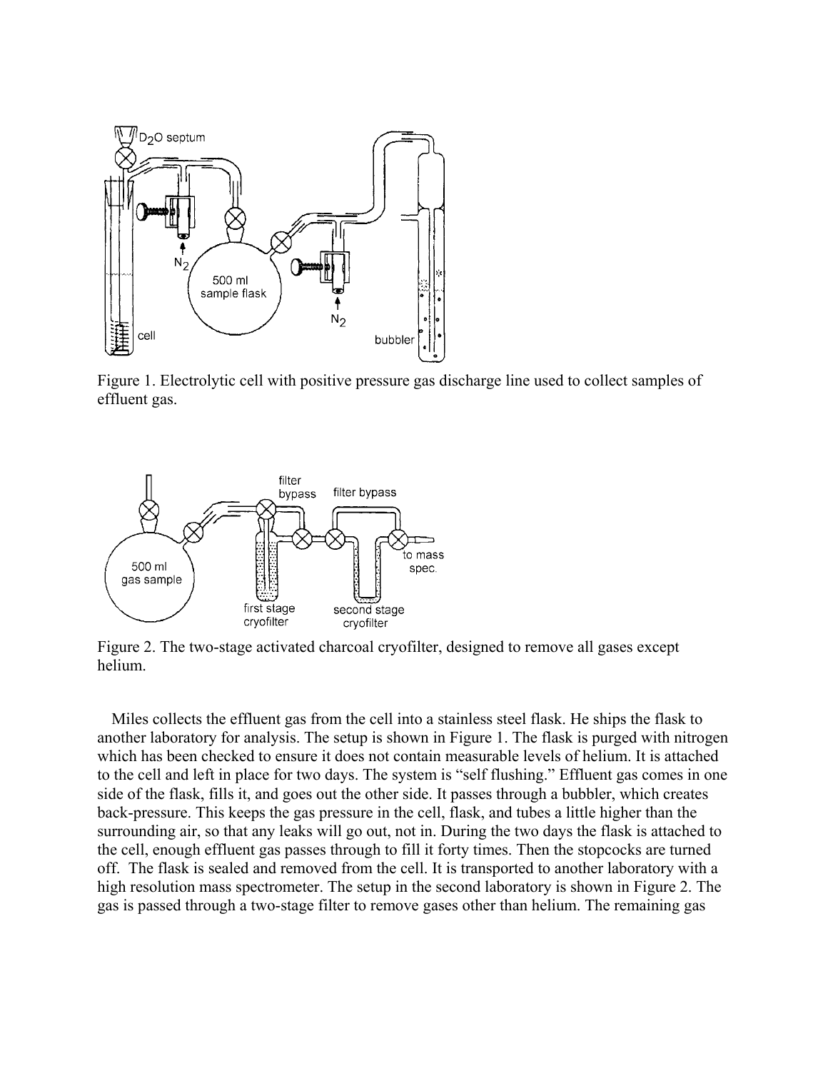Figure 1. Electrolytic cell with positive pressure gas discharge line used to collect samples of effluent gas.

Figure 2. The two-stage activated charcoal cryofilter, designed to remove all gases except helium.

Miles collects the effluent gas from the cell into a stainless steel flask. He ships the flask to another laboratory for analysis. The setup is shown in Figure 1. The flask is purged with nitrogen which has been checked to ensure it does not contain measurable levels of helium. It is attached to the cell and left in place for two days. The system is "self flushing." Effluent gas comes in one side of the flask, fills it, and goes out the other side. It passes through a bubbler, which creates back-pressure. This keeps the gas pressure in the cell, flask, and tubes a little higher than the surrounding air, so that any leaks will go out, not in. During the two days the flask is attached to the cell, enough effluent gas passes through to fill it forty times. Then the stopcocks are turned off. The flask is sealed and removed from the cell. It is transported to another laboratory with a high resolution mass spectrometer. The setup in the second laboratory is shown in Figure 2. The gas is passed through a two-stage filter to remove gases other than helium. The remaining gas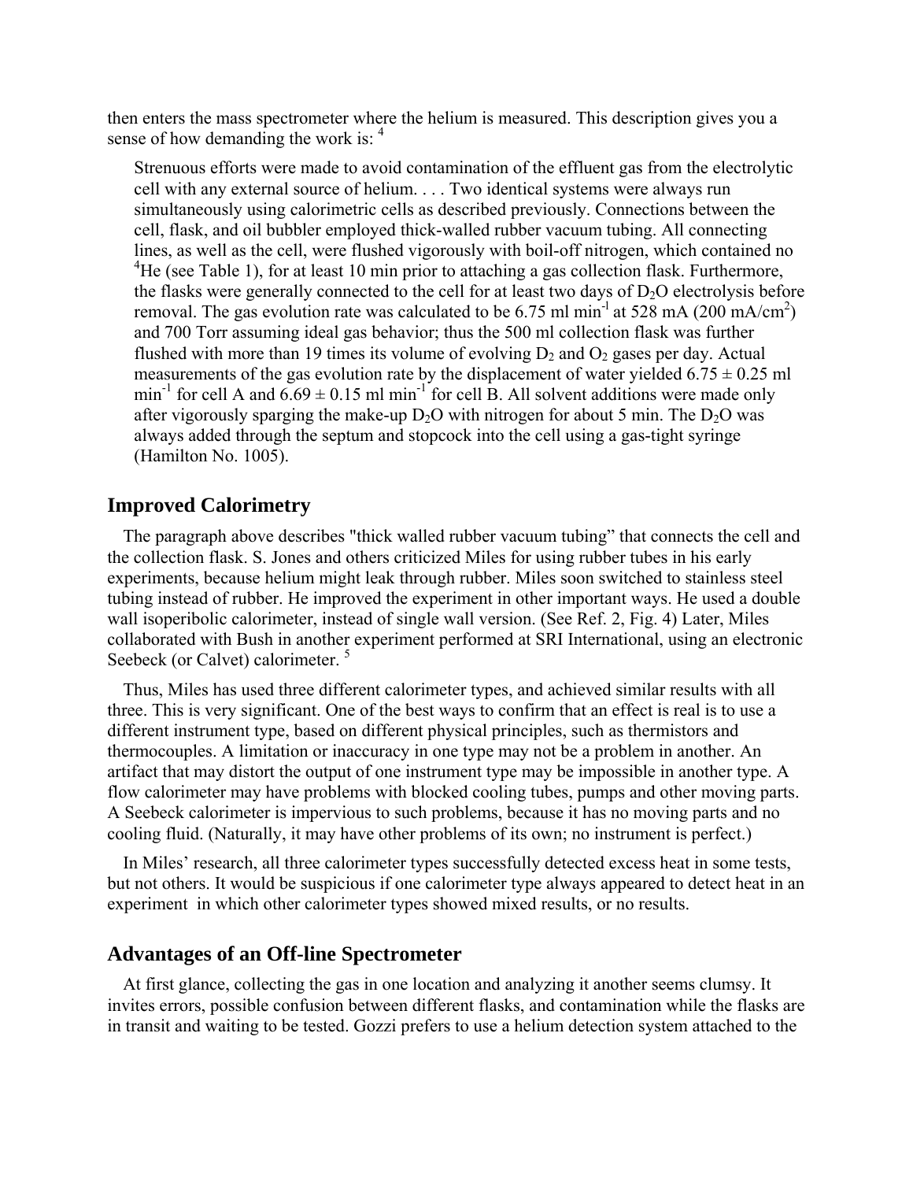then enters the mass spectrometer where the helium is measured. This description gives you a sense of how demanding the work is: [4]

> Strenuous efforts were made to avoid contamination of the effluent gas from the electrolytic cell with any external source of helium. . . . Two identical systems were always run simultaneously using calorimetric cells as described previously. Connections between the cell, flask, and oil bubbler employed thick-walled rubber vacuum tubing. All connecting lines, as well as the cell, were flushed vigorously with boil-off nitrogen, which contained no $^4He$ (see Table 1), for at least 10 min prior to attaching a gas collection flask. Furthermore, the flasks were generally connected to the cell for at least two days of $D_2O$ electrolysis before removal. The gas evolution rate was calculated to be 6.75 ml min$^{-1}$ at 528 mA (200 mA/cm$^2$) and 700 Torr assuming ideal gas behavior; thus the 500 ml collection flask was further flushed with more than 19 times its volume of evolving $D_2$ and $O_2$ gases per day. Actual measurements of the gas evolution rate by the displacement of water yielded 6.75 ± 0.25 ml min$^{-1}$ for cell A and 6.69 ± 0.15 ml min$^{-1}$ for cell B. All solvent additions were made only after vigorously sparging the make-up $D_2O$ with nitrogen for about 5 min. The $D_2O$ was always added through the septum and stopcock into the cell using a gas-tight syringe (Hamilton No. 1005).

## Improved Calorimetry

The paragraph above describes "thick walled rubber vacuum tubing" that connects the cell and the collection flask. S. Jones and others criticized Miles for using rubber tubes in his early experiments, because helium might leak through rubber. Miles soon switched to stainless steel tubing instead of rubber. He improved the experiment in other important ways. He used a double wall isoperibolic calorimeter, instead of single wall version. (See Ref. 2, Fig. 4) Later, Miles collaborated with Bush in another experiment performed at SRI International, using an electronic Seebeck (or Calvet) calorimeter. [5]

Thus, Miles has used three different calorimeter types, and achieved similar results with all three. This is very significant. One of the best ways to confirm that an effect is real is to use a different instrument type, based on different physical principles, such as thermistors and thermocouples. A limitation or inaccuracy in one type may not be a problem in another. An artifact that may distort the output of one instrument type may be impossible in another type. A flow calorimeter may have problems with blocked cooling tubes, pumps and other moving parts. A Seebeck calorimeter is impervious to such problems, because it has no moving parts and no cooling fluid. (Naturally, it may have other problems of its own; no instrument is perfect.)

In Miles' research, all three calorimeter types successfully detected excess heat in some tests, but not others. It would be suspicious if one calorimeter type always appeared to detect heat in an experiment in which other calorimeter types showed mixed results, or no results.

## Advantages of an Off-line Spectrometer

At first glance, collecting the gas in one location and analyzing it another seems clumsy. It invites errors, possible confusion between different flasks, and contamination while the flasks are in transit and waiting to be tested. Gozzi prefers to use a helium detection system attached to the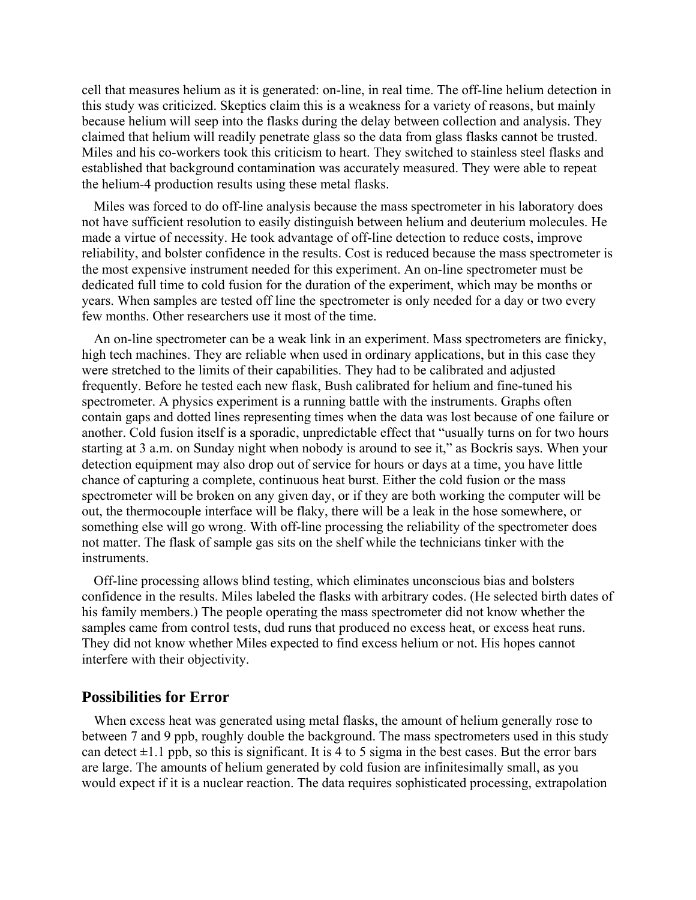cell that measures helium as it is generated: on-line, in real time. The off-line helium detection in this study was criticized. Skeptics claim this is a weakness for a variety of reasons, but mainly because helium will seep into the flasks during the delay between collection and analysis. They claimed that helium will readily penetrate glass so the data from glass flasks cannot be trusted. Miles and his co-workers took this criticism to heart. They switched to stainless steel flasks and established that background contamination was accurately measured. They were able to repeat the helium-4 production results using these metal flasks.

Miles was forced to do off-line analysis because the mass spectrometer in his laboratory does not have sufficient resolution to easily distinguish between helium and deuterium molecules. He made a virtue of necessity. He took advantage of off-line detection to reduce costs, improve reliability, and bolster confidence in the results. Cost is reduced because the mass spectrometer is the most expensive instrument needed for this experiment. An on-line spectrometer must be dedicated full time to cold fusion for the duration of the experiment, which may be months or years. When samples are tested off line the spectrometer is only needed for a day or two every few months. Other researchers use it most of the time.

An on-line spectrometer can be a weak link in an experiment. Mass spectrometers are finicky, high tech machines. They are reliable when used in ordinary applications, but in this case they were stretched to the limits of their capabilities. They had to be calibrated and adjusted frequently. Before he tested each new flask, Bush calibrated for helium and fine-tuned his spectrometer. A physics experiment is a running battle with the instruments. Graphs often contain gaps and dotted lines representing times when the data was lost because of one failure or another. Cold fusion itself is a sporadic, unpredictable effect that "usually turns on for two hours starting at 3 a.m. on Sunday night when nobody is around to see it," as Bockris says. When your detection equipment may also drop out of service for hours or days at a time, you have little chance of capturing a complete, continuous heat burst. Either the cold fusion or the mass spectrometer will be broken on any given day, or if they are both working the computer will be out, the thermocouple interface will be flaky, there will be a leak in the hose somewhere, or something else will go wrong. With off-line processing the reliability of the spectrometer does not matter. The flask of sample gas sits on the shelf while the technicians tinker with the instruments.

Off-line processing allows blind testing, which eliminates unconscious bias and bolsters confidence in the results. Miles labeled the flasks with arbitrary codes. (He selected birth dates of his family members.) The people operating the mass spectrometer did not know whether the samples came from control tests, dud runs that produced no excess heat, or excess heat runs. They did not know whether Miles expected to find excess helium or not. His hopes cannot interfere with their objectivity.

## Possibilities for Error

When excess heat was generated using metal flasks, the amount of helium generally rose to between 7 and 9 ppb, roughly double the background. The mass spectrometers used in this study can detect ±1.1 ppb, so this is significant. It is 4 to 5 sigma in the best cases. But the error bars are large. The amounts of helium generated by cold fusion are infinitesimally small, as you would expect if it is a nuclear reaction. The data requires sophisticated processing, extrapolation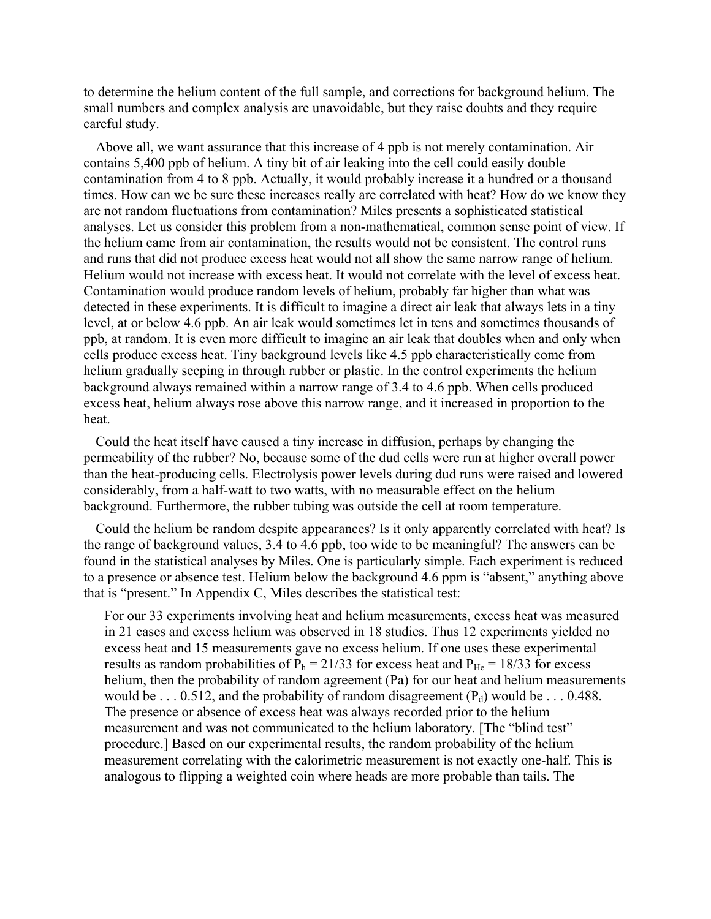to determine the helium content of the full sample, and corrections for background helium. The small numbers and complex analysis are unavoidable, but they raise doubts and they require careful study.

Above all, we want assurance that this increase of 4 ppb is not merely contamination. Air contains 5,400 ppb of helium. A tiny bit of air leaking into the cell could easily double contamination from 4 to 8 ppb. Actually, it would probably increase it a hundred or a thousand times. How can we be sure these increases really are correlated with heat? How do we know they are not random fluctuations from contamination? Miles presents a sophisticated statistical analyses. Let us consider this problem from a non-mathematical, common sense point of view. If the helium came from air contamination, the results would not be consistent. The control runs and runs that did not produce excess heat would not all show the same narrow range of helium. Helium would not increase with excess heat. It would not correlate with the level of excess heat. Contamination would produce random levels of helium, probably far higher than what was detected in these experiments. It is difficult to imagine a direct air leak that always lets in a tiny level, at or below 4.6 ppb. An air leak would sometimes let in tens and sometimes thousands of ppb, at random. It is even more difficult to imagine an air leak that doubles when and only when cells produce excess heat. Tiny background levels like 4.5 ppb characteristically come from helium gradually seeping in through rubber or plastic. In the control experiments the helium background always remained within a narrow range of 3.4 to 4.6 ppb. When cells produced excess heat, helium always rose above this narrow range, and it increased in proportion to the heat.

Could the heat itself have caused a tiny increase in diffusion, perhaps by changing the permeability of the rubber? No, because some of the dud cells were run at higher overall power than the heat-producing cells. Electrolysis power levels during dud runs were raised and lowered considerably, from a half-watt to two watts, with no measurable effect on the helium background. Furthermore, the rubber tubing was outside the cell at room temperature.

Could the helium be random despite appearances? Is it only apparently correlated with heat? Is the range of background values, 3.4 to 4.6 ppb, too wide to be meaningful? The answers can be found in the statistical analyses by Miles. One is particularly simple. Each experiment is reduced to a presence or absence test. Helium below the background 4.6 ppm is "absent," anything above that is "present." In Appendix C, Miles describes the statistical test:

> For our 33 experiments involving heat and helium measurements, excess heat was measured in 21 cases and excess helium was observed in 18 studies. Thus 12 experiments yielded no excess heat and 15 measurements gave no excess helium. If one uses these experimental results as random probabilities of $P_h = 21/33$ for excess heat and $P_{He} = 18/33$ for excess helium, then the probability of random agreement (Pa) for our heat and helium measurements would be . . . 0.512, and the probability of random disagreement ($P_d$) would be . . . 0.488. The presence or absence of excess heat was always recorded prior to the helium measurement and was not communicated to the helium laboratory. [The "blind test" procedure.] Based on our experimental results, the random probability of the helium measurement correlating with the calorimetric measurement is not exactly one-half. This is analogous to flipping a weighted coin where heads are more probable than tails. The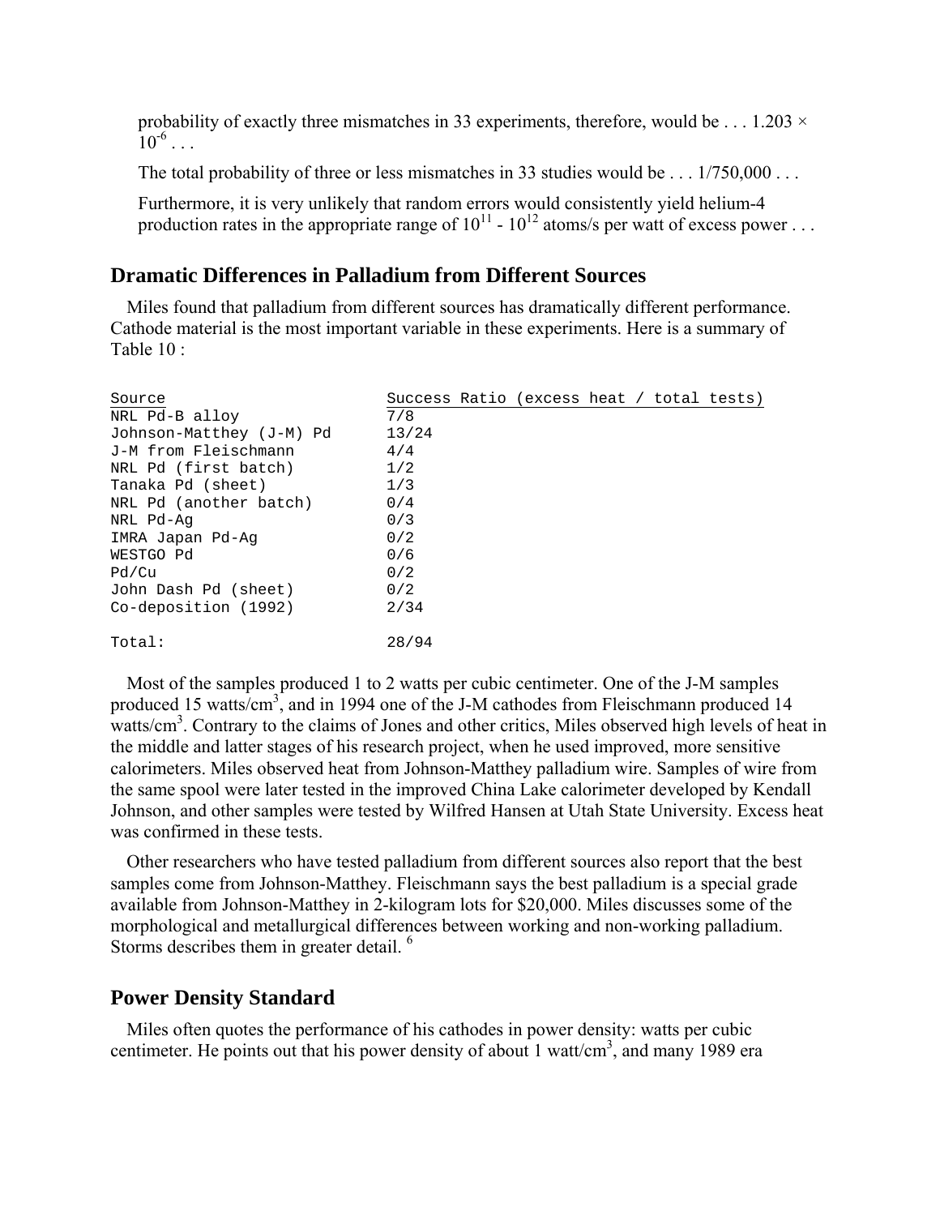> probability of exactly three mismatches in 33 experiments, therefore, would be . . . $1.203 \times 10^{-6}$ . . .
>
> The total probability of three or less mismatches in 33 studies would be . . . 1/750,000 . . .
>
> Furthermore, it is very unlikely that random errors would consistently yield helium-4 production rates in the appropriate range of $10^{11}$ - $10^{12}$ atoms/s per watt of excess power . . .

## Dramatic Differences in Palladium from Different Sources

Miles found that palladium from different sources has dramatically different performance. Cathode material is the most important variable in these experiments. Here is a summary of Table 10 :

| Source | Success Ratio (excess heat / total tests) |
|---|---|
| NRL Pd-B alloy | 7/8 |
| Johnson-Matthey (J-M) Pd | 13/24 |
| J-M from Fleischmann | 4/4 |
| NRL Pd (first batch) | 1/2 |
| Tanaka Pd (sheet) | 1/3 |
| NRL Pd (another batch) | 0/4 |
| NRL Pd-Ag | 0/3 |
| IMRA Japan Pd-Ag | 0/2 |
| WESTGO Pd | 0/6 |
| Pd/Cu | 0/2 |
| John Dash Pd (sheet) | 0/2 |
| Co-deposition (1992) | 2/34 |
| Total: | 28/94 |

Most of the samples produced 1 to 2 watts per cubic centimeter. One of the J-M samples produced 15 watts/$cm^3$, and in 1994 one of the J-M cathodes from Fleischmann produced 14 watts/$cm^3$. Contrary to the claims of Jones and other critics, Miles observed high levels of heat in the middle and latter stages of his research project, when he used improved, more sensitive calorimeters. Miles observed heat from Johnson-Matthey palladium wire. Samples of wire from the same spool were later tested in the improved China Lake calorimeter developed by Kendall Johnson, and other samples were tested by Wilfred Hansen at Utah State University. Excess heat was confirmed in these tests.

Other researchers who have tested palladium from different sources also report that the best samples come from Johnson-Matthey. Fleischmann says the best palladium is a special grade available from Johnson-Matthey in 2-kilogram lots for $20,000. Miles discusses some of the morphological and metallurgical differences between working and non-working palladium. Storms describes them in greater detail. [6]

## Power Density Standard

Miles often quotes the performance of his cathodes in power density: watts per cubic centimeter. He points out that his power density of about 1 watt/$cm^3$, and many 1989 era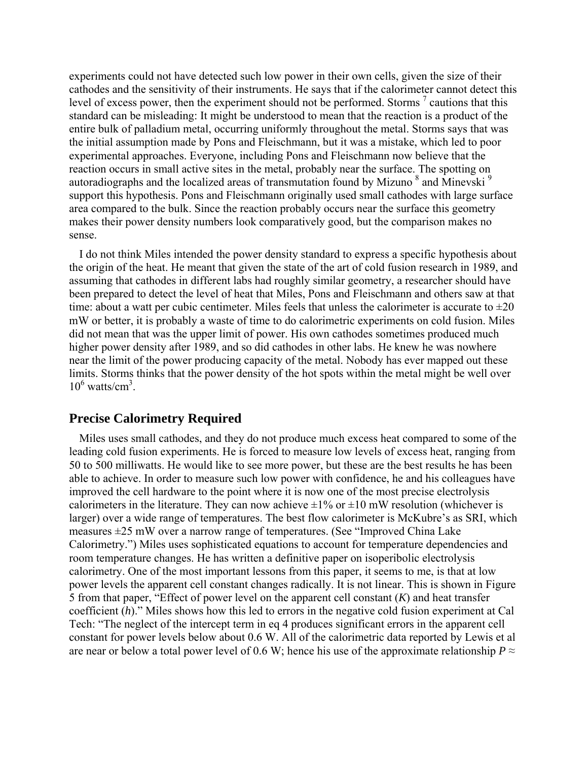experiments could not have detected such low power in their own cells, given the size of their cathodes and the sensitivity of their instruments. He says that if the calorimeter cannot detect this level of excess power, then the experiment should not be performed. Storms [7] cautions that this standard can be misleading: It might be understood to mean that the reaction is a product of the entire bulk of palladium metal, occurring uniformly throughout the metal. Storms says that was the initial assumption made by Pons and Fleischmann, but it was a mistake, which led to poor experimental approaches. Everyone, including Pons and Fleischmann now believe that the reaction occurs in small active sites in the metal, probably near the surface. The spotting on autoradiographs and the localized areas of transmutation found by Mizuno [8] and Minevski [9] support this hypothesis. Pons and Fleischmann originally used small cathodes with large surface area compared to the bulk. Since the reaction probably occurs near the surface this geometry makes their power density numbers look comparatively good, but the comparison makes no sense.

I do not think Miles intended the power density standard to express a specific hypothesis about the origin of the heat. He meant that given the state of the art of cold fusion research in 1989, and assuming that cathodes in different labs had roughly similar geometry, a researcher should have been prepared to detect the level of heat that Miles, Pons and Fleischmann and others saw at that time: about a watt per cubic centimeter. Miles feels that unless the calorimeter is accurate to ±20 mW or better, it is probably a waste of time to do calorimetric experiments on cold fusion. Miles did not mean that was the upper limit of power. His own cathodes sometimes produced much higher power density after 1989, and so did cathodes in other labs. He knew he was nowhere near the limit of the power producing capacity of the metal. Nobody has ever mapped out these limits. Storms thinks that the power density of the hot spots within the metal might be well over $10^6$ watts/cm$^3$.

## Precise Calorimetry Required

Miles uses small cathodes, and they do not produce much excess heat compared to some of the leading cold fusion experiments. He is forced to measure low levels of excess heat, ranging from 50 to 500 milliwatts. He would like to see more power, but these are the best results he has been able to achieve. In order to measure such low power with confidence, he and his colleagues have improved the cell hardware to the point where it is now one of the most precise electrolysis calorimeters in the literature. They can now achieve ±1% or ±10 mW resolution (whichever is larger) over a wide range of temperatures. The best flow calorimeter is McKubre's as SRI, which measures ±25 mW over a narrow range of temperatures. (See "Improved China Lake Calorimetry.") Miles uses sophisticated equations to account for temperature dependencies and room temperature changes. He has written a definitive paper on isoperibolic electrolysis calorimetry. One of the most important lessons from this paper, it seems to me, is that at low power levels the apparent cell constant changes radically. It is not linear. This is shown in Figure 5 from that paper, "Effect of power level on the apparent cell constant ($K$) and heat transfer coefficient ($h$)." Miles shows how this led to errors in the negative cold fusion experiment at Cal Tech: "The neglect of the intercept term in eq 4 produces significant errors in the apparent cell constant for power levels below about 0.6 W. All of the calorimetric data reported by Lewis et al are near or below a total power level of 0.6 W; hence his use of the approximate relationship $P \approx$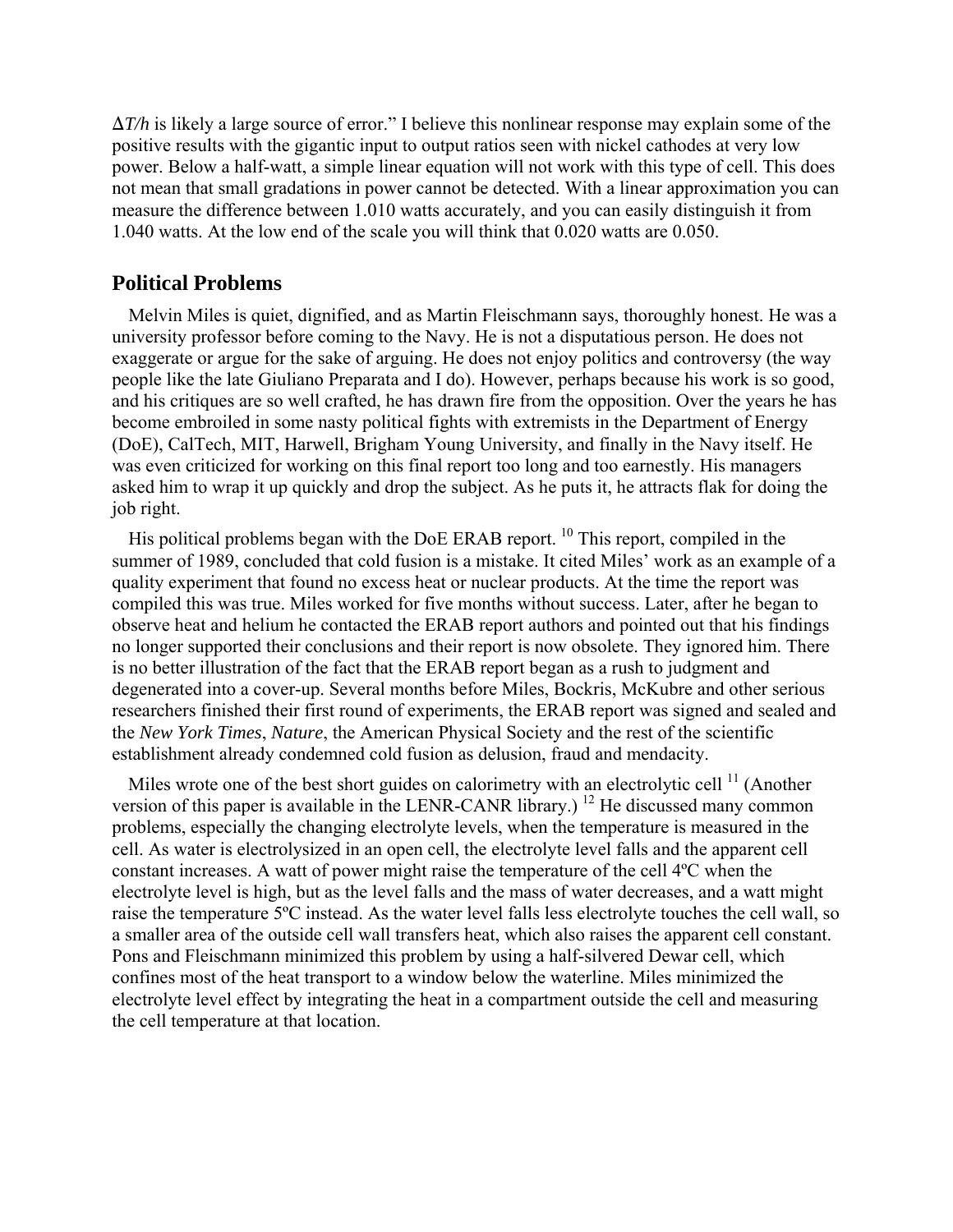$\Delta T/h$ is likely a large source of error." I believe this nonlinear response may explain some of the positive results with the gigantic input to output ratios seen with nickel cathodes at very low power. Below a half-watt, a simple linear equation will not work with this type of cell. This does not mean that small gradations in power cannot be detected. With a linear approximation you can measure the difference between 1.010 watts accurately, and you can easily distinguish it from 1.040 watts. At the low end of the scale you will think that 0.020 watts are 0.050.

## Political Problems

Melvin Miles is quiet, dignified, and as Martin Fleischmann says, thoroughly honest. He was a university professor before coming to the Navy. He is not a disputatious person. He does not exaggerate or argue for the sake of arguing. He does not enjoy politics and controversy (the way people like the late Giuliano Preparata and I do). However, perhaps because his work is so good, and his critiques are so well crafted, he has drawn fire from the opposition. Over the years he has become embroiled in some nasty political fights with extremists in the Department of Energy (DoE), CalTech, MIT, Harwell, Brigham Young University, and finally in the Navy itself. He was even criticized for working on this final report too long and too earnestly. His managers asked him to wrap it up quickly and drop the subject. As he puts it, he attracts flak for doing the job right.

His political problems began with the DoE ERAB report. [10] This report, compiled in the summer of 1989, concluded that cold fusion is a mistake. It cited Miles' work as an example of a quality experiment that found no excess heat or nuclear products. At the time the report was compiled this was true. Miles worked for five months without success. Later, after he began to observe heat and helium he contacted the ERAB report authors and pointed out that his findings no longer supported their conclusions and their report is now obsolete. They ignored him. There is no better illustration of the fact that the ERAB report began as a rush to judgment and degenerated into a cover-up. Several months before Miles, Bockris, McKubre and other serious researchers finished their first round of experiments, the ERAB report was signed and sealed and the *New York Times*, *Nature*, the American Physical Society and the rest of the scientific establishment already condemned cold fusion as delusion, fraud and mendacity.

Miles wrote one of the best short guides on calorimetry with an electrolytic cell [11] (Another version of this paper is available in the LENR-CANR library.) [12] He discussed many common problems, especially the changing electrolyte levels, when the temperature is measured in the cell. As water is electrolysized in an open cell, the electrolyte level falls and the apparent cell constant increases. A watt of power might raise the temperature of the cell 4ºC when the electrolyte level is high, but as the level falls and the mass of water decreases, and a watt might raise the temperature 5ºC instead. As the water level falls less electrolyte touches the cell wall, so a smaller area of the outside cell wall transfers heat, which also raises the apparent cell constant. Pons and Fleischmann minimized this problem by using a half-silvered Dewar cell, which confines most of the heat transport to a window below the waterline. Miles minimized the electrolyte level effect by integrating the heat in a compartment outside the cell and measuring the cell temperature at that location.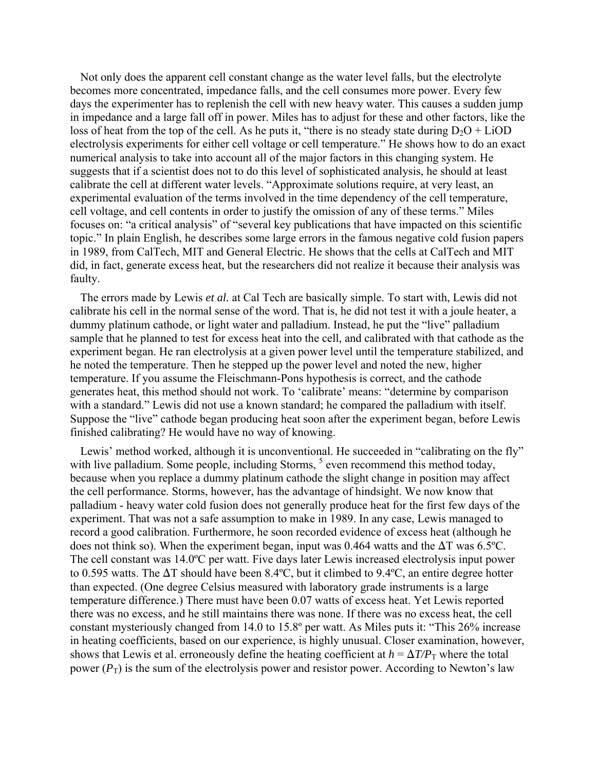Not only does the apparent cell constant change as the water level falls, but the electrolyte becomes more concentrated, impedance falls, and the cell consumes more power. Every few days the experimenter has to replenish the cell with new heavy water. This causes a sudden jump in impedance and a large fall off in power. Miles has to adjust for these and other factors, like the loss of heat from the top of the cell. As he puts it, "there is no steady state during $D_2O$ + LiOD electrolysis experiments for either cell voltage or cell temperature." He shows how to do an exact numerical analysis to take into account all of the major factors in this changing system. He suggests that if a scientist does not to do this level of sophisticated analysis, he should at least calibrate the cell at different water levels. "Approximate solutions require, at very least, an experimental evaluation of the terms involved in the time dependency of the cell temperature, cell voltage, and cell contents in order to justify the omission of any of these terms." Miles focuses on: "a critical analysis" of "several key publications that have impacted on this scientific topic." In plain English, he describes some large errors in the famous negative cold fusion papers in 1989, from CalTech, MIT and General Electric. He shows that the cells at CalTech and MIT did, in fact, generate excess heat, but the researchers did not realize it because their analysis was faulty.

The errors made by Lewis *et al.* at Cal Tech are basically simple. To start with, Lewis did not calibrate his cell in the normal sense of the word. That is, he did not test it with a joule heater, a dummy platinum cathode, or light water and palladium. Instead, he put the "live" palladium sample that he planned to test for excess heat into the cell, and calibrated with that cathode as the experiment began. He ran electrolysis at a given power level until the temperature stabilized, and he noted the temperature. Then he stepped up the power level and noted the new, higher temperature. If you assume the Fleischmann-Pons hypothesis is correct, and the cathode generates heat, this method should not work. To 'calibrate' means: "determine by comparison with a standard." Lewis did not use a known standard; he compared the palladium with itself. Suppose the "live" cathode began producing heat soon after the experiment began, before Lewis finished calibrating? He would have no way of knowing.

Lewis' method worked, although it is unconventional. He succeeded in "calibrating on the fly" with live palladium. Some people, including Storms, [5] even recommend this method today, because when you replace a dummy platinum cathode the slight change in position may affect the cell performance. Storms, however, has the advantage of hindsight. We now know that palladium - heavy water cold fusion does not generally produce heat for the first few days of the experiment. That was not a safe assumption to make in 1989. In any case, Lewis managed to record a good calibration. Furthermore, he soon recorded evidence of excess heat (although he does not think so). When the experiment began, input was 0.464 watts and the $\Delta T$ was 6.5ºC. The cell constant was 14.0ºC per watt. Five days later Lewis increased electrolysis input power to 0.595 watts. The $\Delta T$ should have been 8.4ºC, but it climbed to 9.4ºC, an entire degree hotter than expected. (One degree Celsius measured with laboratory grade instruments is a large temperature difference.) There must have been 0.07 watts of excess heat. Yet Lewis reported there was no excess, and he still maintains there was none. If there was no excess heat, the cell constant mysteriously changed from 14.0 to 15.8º per watt. As Miles puts it: "This 26% increase in heating coefficients, based on our experience, is highly unusual. Closer examination, however, shows that Lewis et al. erroneously define the heating coefficient at $h = \Delta T/P_T$ where the total power ($P_T$) is the sum of the electrolysis power and resistor power. According to Newton's law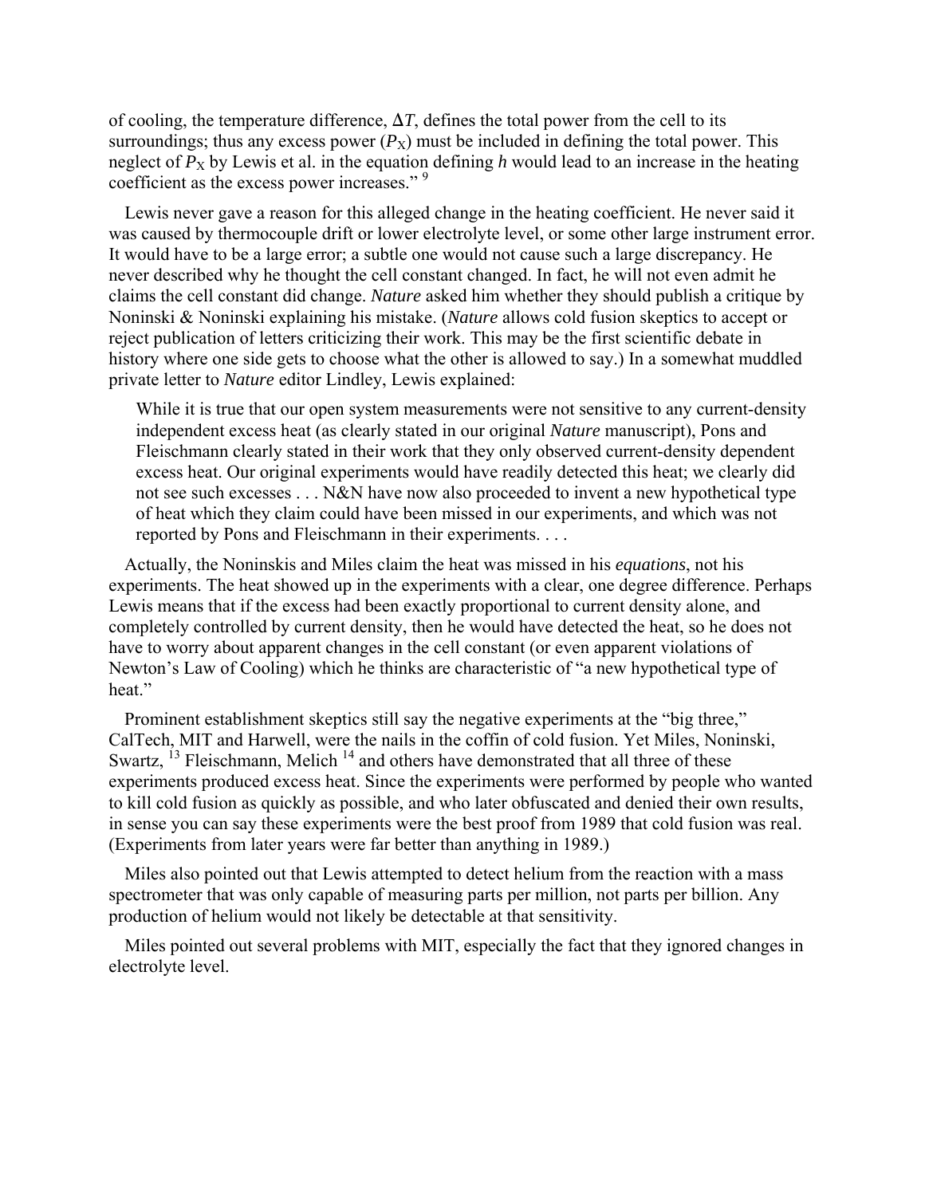of cooling, the temperature difference, $\Delta T$, defines the total power from the cell to its surroundings; thus any excess power ($P_X$) must be included in defining the total power. This neglect of $P_X$ by Lewis et al. in the equation defining $h$ would lead to an increase in the heating coefficient as the excess power increases." [9]

Lewis never gave a reason for this alleged change in the heating coefficient. He never said it was caused by thermocouple drift or lower electrolyte level, or some other large instrument error. It would have to be a large error; a subtle one would not cause such a large discrepancy. He never described why he thought the cell constant changed. In fact, he will not even admit he claims the cell constant did change. *Nature* asked him whether they should publish a critique by Noninski & Noninski explaining his mistake. (*Nature* allows cold fusion skeptics to accept or reject publication of letters criticizing their work. This may be the first scientific debate in history where one side gets to choose what the other is allowed to say.) In a somewhat muddled private letter to *Nature* editor Lindley, Lewis explained:

> While it is true that our open system measurements were not sensitive to any current-density independent excess heat (as clearly stated in our original *Nature* manuscript), Pons and Fleischmann clearly stated in their work that they only observed current-density dependent excess heat. Our original experiments would have readily detected this heat; we clearly did not see such excesses . . . N&N have now also proceeded to invent a new hypothetical type of heat which they claim could have been missed in our experiments, and which was not reported by Pons and Fleischmann in their experiments. . . .

Actually, the Noninskis and Miles claim the heat was missed in his *equations*, not his experiments. The heat showed up in the experiments with a clear, one degree difference. Perhaps Lewis means that if the excess had been exactly proportional to current density alone, and completely controlled by current density, then he would have detected the heat, so he does not have to worry about apparent changes in the cell constant (or even apparent violations of Newton's Law of Cooling) which he thinks are characteristic of "a new hypothetical type of heat."

Prominent establishment skeptics still say the negative experiments at the "big three," CalTech, MIT and Harwell, were the nails in the coffin of cold fusion. Yet Miles, Noninski, Swartz, [13] Fleischmann, Melich [14] and others have demonstrated that all three of these experiments produced excess heat. Since the experiments were performed by people who wanted to kill cold fusion as quickly as possible, and who later obfuscated and denied their own results, in sense you can say these experiments were the best proof from 1989 that cold fusion was real. (Experiments from later years were far better than anything in 1989.)

Miles also pointed out that Lewis attempted to detect helium from the reaction with a mass spectrometer that was only capable of measuring parts per million, not parts per billion. Any production of helium would not likely be detectable at that sensitivity.

Miles pointed out several problems with MIT, especially the fact that they ignored changes in electrolyte level.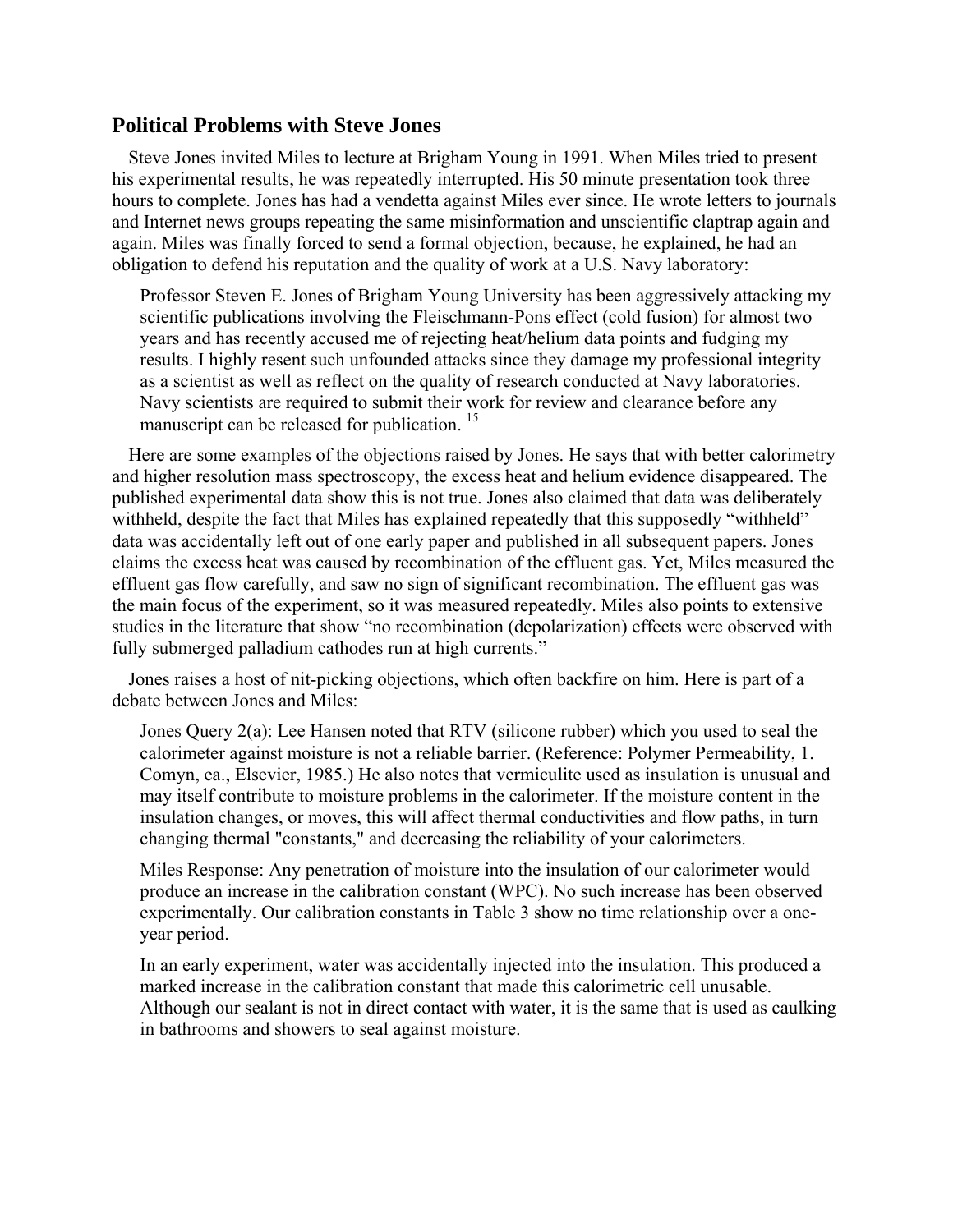## Political Problems with Steve Jones

Steve Jones invited Miles to lecture at Brigham Young in 1991. When Miles tried to present his experimental results, he was repeatedly interrupted. His 50 minute presentation took three hours to complete. Jones has had a vendetta against Miles ever since. He wrote letters to journals and Internet news groups repeating the same misinformation and unscientific claptrap again and again. Miles was finally forced to send a formal objection, because, he explained, he had an obligation to defend his reputation and the quality of work at a U.S. Navy laboratory:

> Professor Steven E. Jones of Brigham Young University has been aggressively attacking my scientific publications involving the Fleischmann-Pons effect (cold fusion) for almost two years and has recently accused me of rejecting heat/helium data points and fudging my results. I highly resent such unfounded attacks since they damage my professional integrity as a scientist as well as reflect on the quality of research conducted at Navy laboratories. Navy scientists are required to submit their work for review and clearance before any manuscript can be released for publication. [15]

Here are some examples of the objections raised by Jones. He says that with better calorimetry and higher resolution mass spectroscopy, the excess heat and helium evidence disappeared. The published experimental data show this is not true. Jones also claimed that data was deliberately withheld, despite the fact that Miles has explained repeatedly that this supposedly "withheld" data was accidentally left out of one early paper and published in all subsequent papers. Jones claims the excess heat was caused by recombination of the effluent gas. Yet, Miles measured the effluent gas flow carefully, and saw no sign of significant recombination. The effluent gas was the main focus of the experiment, so it was measured repeatedly. Miles also points to extensive studies in the literature that show "no recombination (depolarization) effects were observed with fully submerged palladium cathodes run at high currents."

Jones raises a host of nit-picking objections, which often backfire on him. Here is part of a debate between Jones and Miles:

> Jones Query 2(a): Lee Hansen noted that RTV (silicone rubber) which you used to seal the calorimeter against moisture is not a reliable barrier. (Reference: Polymer Permeability, 1. Comyn, ea., Elsevier, 1985.) He also notes that vermiculite used as insulation is unusual and may itself contribute to moisture problems in the calorimeter. If the moisture content in the insulation changes, or moves, this will affect thermal conductivities and flow paths, in turn changing thermal "constants," and decreasing the reliability of your calorimeters.
>
> Miles Response: Any penetration of moisture into the insulation of our calorimeter would produce an increase in the calibration constant (WPC). No such increase has been observed experimentally. Our calibration constants in Table 3 show no time relationship over a one-year period.
>
> In an early experiment, water was accidentally injected into the insulation. This produced a marked increase in the calibration constant that made this calorimetric cell unusable. Although our sealant is not in direct contact with water, it is the same that is used as caulking in bathrooms and showers to seal against moisture.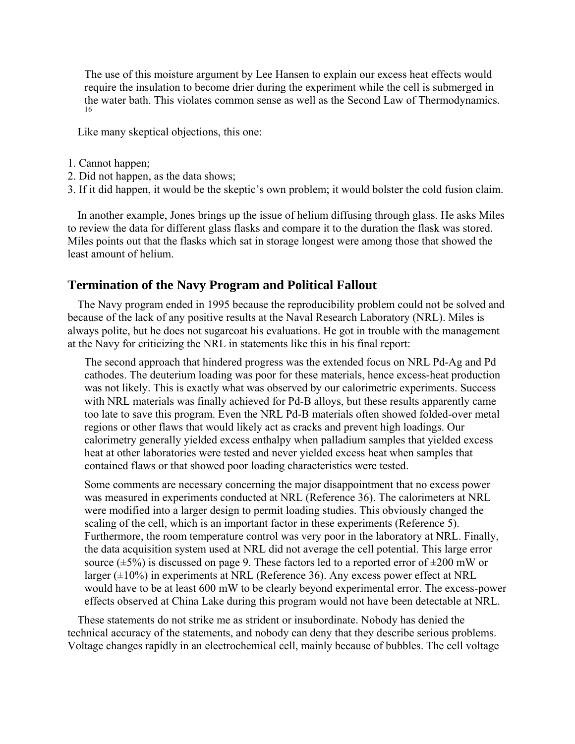> The use of this moisture argument by Lee Hansen to explain our excess heat effects would require the insulation to become drier during the experiment while the cell is submerged in the water bath. This violates common sense as well as the Second Law of Thermodynamics.[16]

Like many skeptical objections, this one:

1. Cannot happen;
2. Did not happen, as the data shows;
3. If it did happen, it would be the skeptic's own problem; it would bolster the cold fusion claim.

In another example, Jones brings up the issue of helium diffusing through glass. He asks Miles to review the data for different glass flasks and compare it to the duration the flask was stored. Miles points out that the flasks which sat in storage longest were among those that showed the least amount of helium.

## Termination of the Navy Program and Political Fallout

The Navy program ended in 1995 because the reproducibility problem could not be solved and because of the lack of any positive results at the Naval Research Laboratory (NRL). Miles is always polite, but he does not sugarcoat his evaluations. He got in trouble with the management at the Navy for criticizing the NRL in statements like this in his final report:

> The second approach that hindered progress was the extended focus on NRL Pd-Ag and Pd cathodes. The deuterium loading was poor for these materials, hence excess-heat production was not likely. This is exactly what was observed by our calorimetric experiments. Success with NRL materials was finally achieved for Pd-B alloys, but these results apparently came too late to save this program. Even the NRL Pd-B materials often showed folded-over metal regions or other flaws that would likely act as cracks and prevent high loadings. Our calorimetry generally yielded excess enthalpy when palladium samples that yielded excess heat at other laboratories were tested and never yielded excess heat when samples that contained flaws or that showed poor loading characteristics were tested.
>
> Some comments are necessary concerning the major disappointment that no excess power was measured in experiments conducted at NRL (Reference 36). The calorimeters at NRL were modified into a larger design to permit loading studies. This obviously changed the scaling of the cell, which is an important factor in these experiments (Reference 5). Furthermore, the room temperature control was very poor in the laboratory at NRL. Finally, the data acquisition system used at NRL did not average the cell potential. This large error source (±5%) is discussed on page 9. These factors led to a reported error of ±200 mW or larger (±10%) in experiments at NRL (Reference 36). Any excess power effect at NRL would have to be at least 600 mW to be clearly beyond experimental error. The excess-power effects observed at China Lake during this program would not have been detectable at NRL.

These statements do not strike me as strident or insubordinate. Nobody has denied the technical accuracy of the statements, and nobody can deny that they describe serious problems. Voltage changes rapidly in an electrochemical cell, mainly because of bubbles. The cell voltage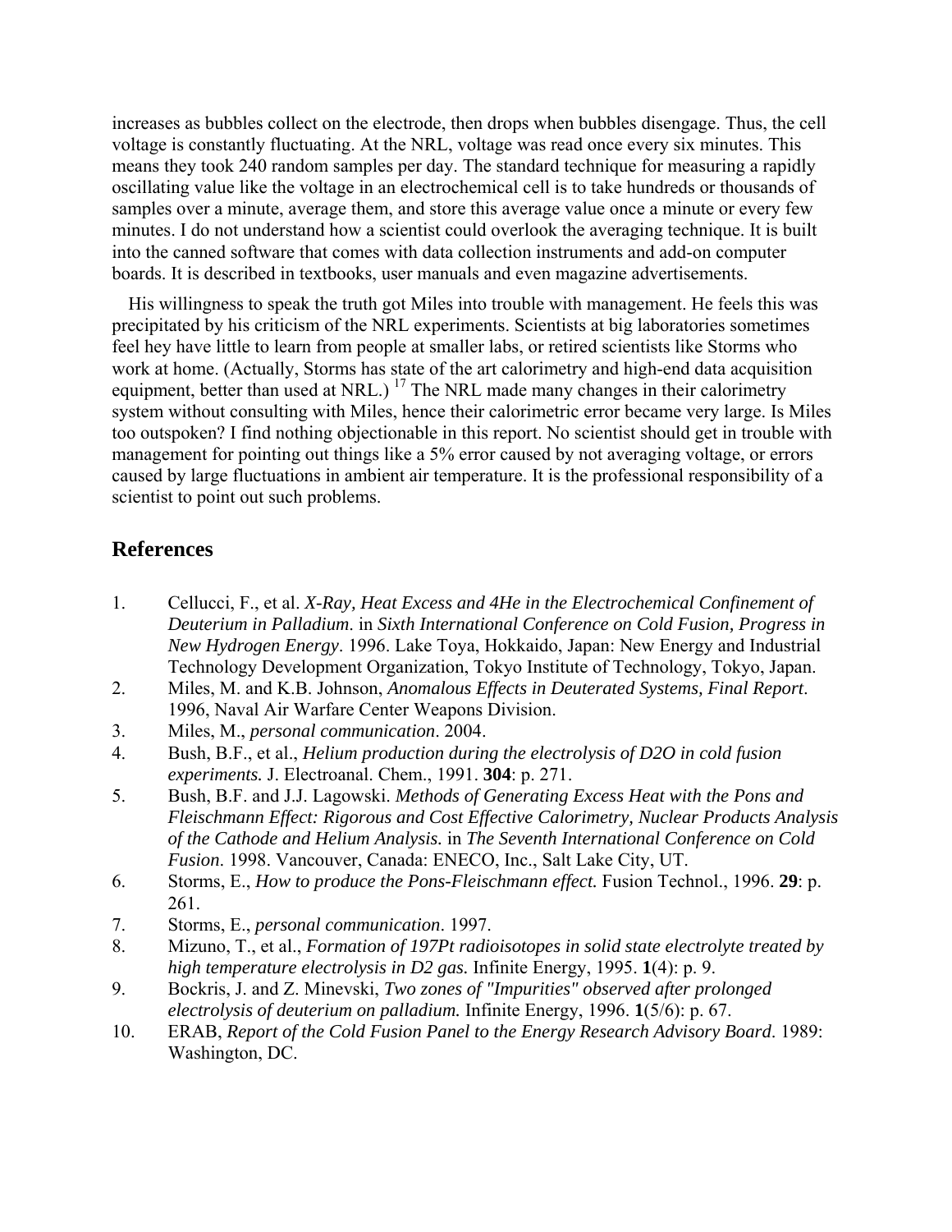increases as bubbles collect on the electrode, then drops when bubbles disengage. Thus, the cell voltage is constantly fluctuating. At the NRL, voltage was read once every six minutes. This means they took 240 random samples per day. The standard technique for measuring a rapidly oscillating value like the voltage in an electrochemical cell is to take hundreds or thousands of samples over a minute, average them, and store this average value once a minute or every few minutes. I do not understand how a scientist could overlook the averaging technique. It is built into the canned software that comes with data collection instruments and add-on computer boards. It is described in textbooks, user manuals and even magazine advertisements.

His willingness to speak the truth got Miles into trouble with management. He feels this was precipitated by his criticism of the NRL experiments. Scientists at big laboratories sometimes feel hey have little to learn from people at smaller labs, or retired scientists like Storms who work at home. (Actually, Storms has state of the art calorimetry and high-end data acquisition equipment, better than used at NRL.) [17] The NRL made many changes in their calorimetry system without consulting with Miles, hence their calorimetric error became very large. Is Miles too outspoken? I find nothing objectionable in this report. No scientist should get in trouble with management for pointing out things like a 5% error caused by not averaging voltage, or errors caused by large fluctuations in ambient air temperature. It is the professional responsibility of a scientist to point out such problems.

## References

1. Cellucci, F., et al. *X-Ray, Heat Excess and 4He in the Electrochemical Confinement of Deuterium in Palladium*. in *Sixth International Conference on Cold Fusion, Progress in New Hydrogen Energy*. 1996. Lake Toya, Hokkaido, Japan: New Energy and Industrial Technology Development Organization, Tokyo Institute of Technology, Tokyo, Japan.
2. Miles, M. and K.B. Johnson, *Anomalous Effects in Deuterated Systems, Final Report*. 1996, Naval Air Warfare Center Weapons Division.
3. Miles, M., *personal communication*. 2004.
4. Bush, B.F., et al., *Helium production during the electrolysis of D2O in cold fusion experiments.* J. Electroanal. Chem., 1991. **304**: p. 271.
5. Bush, B.F. and J.J. Lagowski. *Methods of Generating Excess Heat with the Pons and Fleischmann Effect: Rigorous and Cost Effective Calorimetry, Nuclear Products Analysis of the Cathode and Helium Analysis.* in *The Seventh International Conference on Cold Fusion*. 1998. Vancouver, Canada: ENECO, Inc., Salt Lake City, UT.
6. Storms, E., *How to produce the Pons-Fleischmann effect.* Fusion Technol., 1996. **29**: p. 261.
7. Storms, E., *personal communication*. 1997.
8. Mizuno, T., et al., *Formation of 197Pt radioisotopes in solid state electrolyte treated by high temperature electrolysis in D2 gas.* Infinite Energy, 1995. **1**(4): p. 9.
9. Bockris, J. and Z. Minevski, *Two zones of "Impurities" observed after prolonged electrolysis of deuterium on palladium.* Infinite Energy, 1996. **1**(5/6): p. 67.
10. ERAB, *Report of the Cold Fusion Panel to the Energy Research Advisory Board*. 1989: Washington, DC.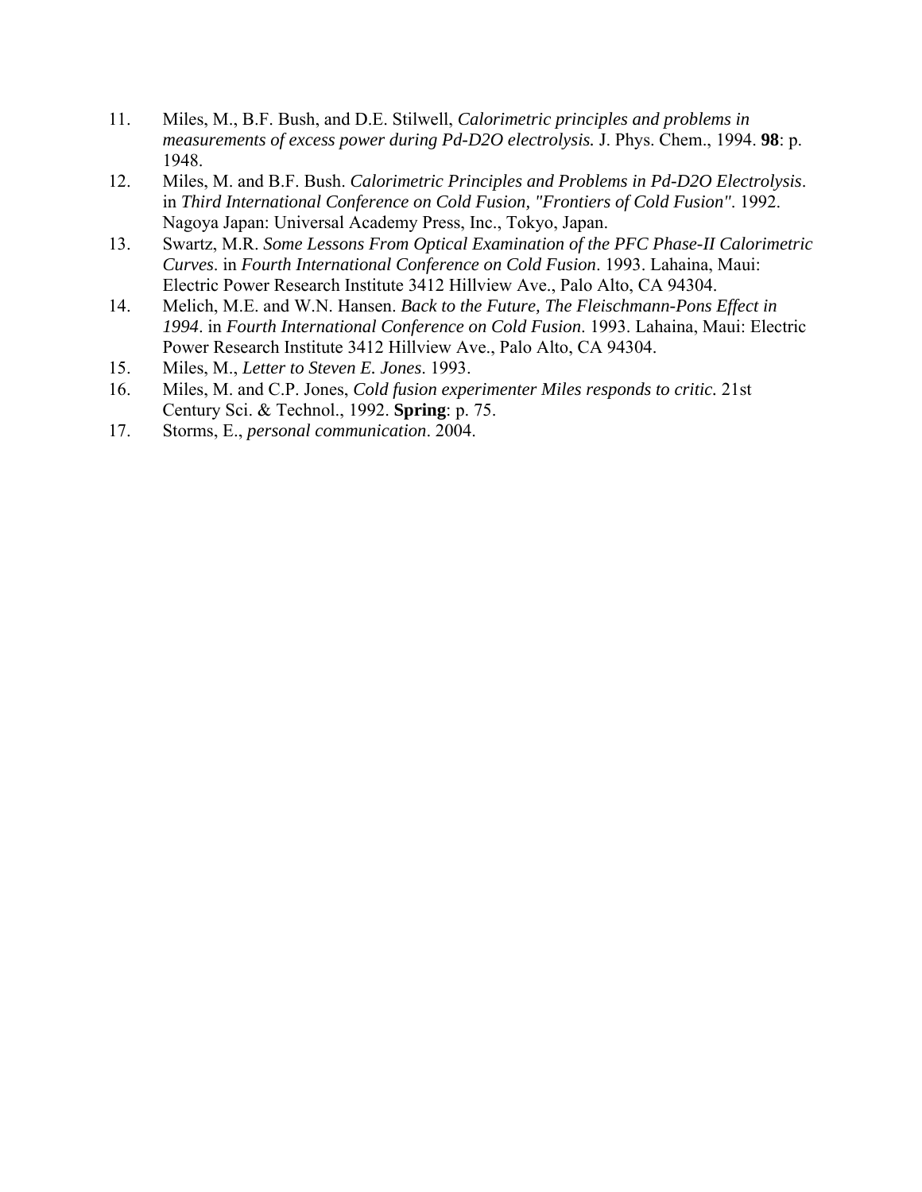11. Miles, M., B.F. Bush, and D.E. Stilwell, *Calorimetric principles and problems in measurements of excess power during Pd-D2O electrolysis.* J. Phys. Chem., 1994. **98**: p. 1948.
12. Miles, M. and B.F. Bush. *Calorimetric Principles and Problems in Pd-D2O Electrolysis*. in *Third International Conference on Cold Fusion, "Frontiers of Cold Fusion"*. 1992. Nagoya Japan: Universal Academy Press, Inc., Tokyo, Japan.
13. Swartz, M.R. *Some Lessons From Optical Examination of the PFC Phase-II Calorimetric Curves*. in *Fourth International Conference on Cold Fusion*. 1993. Lahaina, Maui: Electric Power Research Institute 3412 Hillview Ave., Palo Alto, CA 94304.
14. Melich, M.E. and W.N. Hansen. *Back to the Future, The Fleischmann-Pons Effect in 1994*. in *Fourth International Conference on Cold Fusion*. 1993. Lahaina, Maui: Electric Power Research Institute 3412 Hillview Ave., Palo Alto, CA 94304.
15. Miles, M., *Letter to Steven E. Jones*. 1993.
16. Miles, M. and C.P. Jones, *Cold fusion experimenter Miles responds to critic.* 21st Century Sci. & Technol., 1992. **Spring**: p. 75.
17. Storms, E., *personal communication*. 2004.